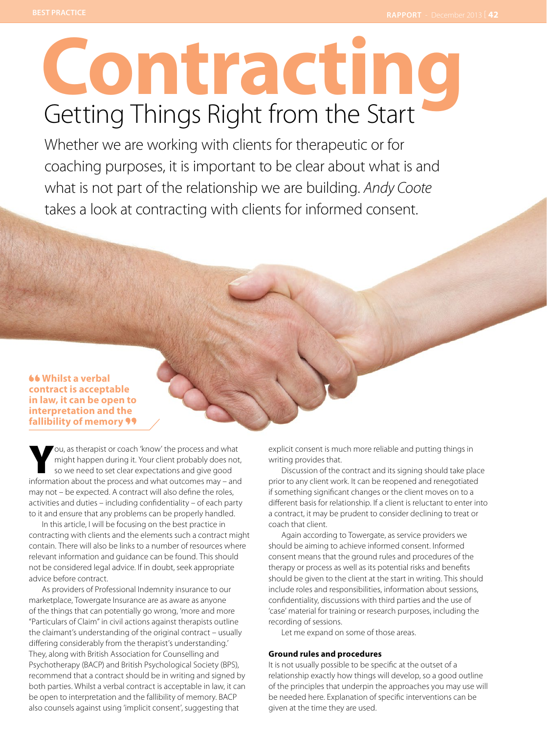# Contracting

## Getting Things Right from the Start

Whether we are working with clients for therapeutic or for coaching purposes, it is important to be clear about what is and what is not part of the relationship we are building. *Andy Coote* takes a look at contracting with clients for informed consent.

> **Whilst a verbal contract is acceptable in law, it can be open to interpretation and the fallibility of memory**

You, as therapist or coach 'know' the process and what might happen during it. Your client probably does not, so we need to set clear expectations and give good information about the process and what outcomes may – and may not – be expected. A contract will also define the roles, activities and duties – including confidentiality – of each party to it and ensure that any problems can be properly handled.

In this article, I will be focusing on the best practice in contracting with clients and the elements such a contract might contain. There will also be links to a number of resources where relevant information and guidance can be found. This should not be considered legal advice. If in doubt, seek appropriate advice before contract.

As providers of Professional Indemnity insurance to our marketplace, Towergate Insurance are as aware as anyone of the things that can potentially go wrong, 'more and more "Particulars of Claim" in civil actions against therapists outline the claimant's understanding of the original contract – usually differing considerably from the therapist's understanding.' They, along with British Association for Counselling and Psychotherapy (BACP) and British Psychological Society (BPS), recommend that a contract should be in writing and signed by both parties. Whilst a verbal contract is acceptable in law, it can be open to interpretation and the fallibility of memory. BACP also counsels against using 'implicit consent', suggesting that explicit consent is much more reliable and putting things in writing provides that.

Discussion of the contract and its signing should take place prior to any client work. It can be reopened and renegotiated if something significant changes or the client moves on to a different basis for relationship. If a client is reluctant to enter into a contract, it may be prudent to consider declining to treat or coach that client.

Again according to Towergate, as service providers we should be aiming to achieve informed consent. Informed consent means that the ground rules and procedures of the therapy or process as well as its potential risks and benefits should be given to the client at the start in writing. This should include roles and responsibilities, information about sessions, confidentiality, discussions with third parties and the use of 'case' material for training or research purposes, including the recording of sessions.

Let me expand on some of those areas.

**Ground rules and procedures**

It is not usually possible to be specific at the outset of a relationship exactly how things will develop, so a good outline of the principles that underpin the approaches you may use will be needed here. Explanation of specific interventions can be given at the time they are used.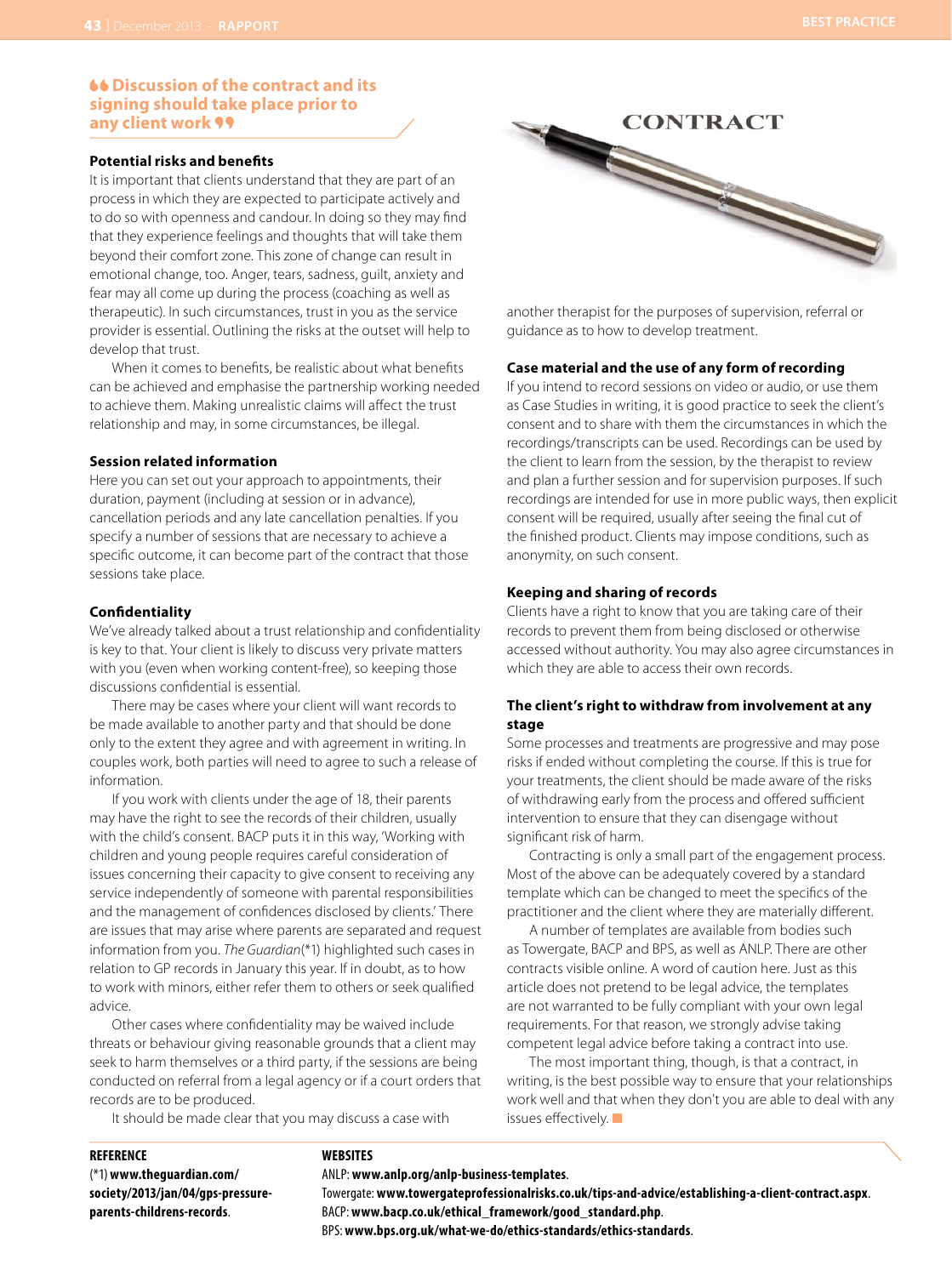> **Discussion of the contract and its signing should take place prior to any client work**

### Potential risks and benefits

It is important that clients understand that they are part of an process in which they are expected to participate actively and to do so with openness and candour. In doing so they may find that they experience feelings and thoughts that will take them beyond their comfort zone. This zone of change can result in emotional change, too. Anger, tears, sadness, guilt, anxiety and fear may all come up during the process (coaching as well as therapeutic). In such circumstances, trust in you as the service provider is essential. Outlining the risks at the outset will help to develop that trust.

When it comes to benefits, be realistic about what benefits can be achieved and emphasise the partnership working needed to achieve them. Making unrealistic claims will affect the trust relationship and may, in some circumstances, be illegal.

### Session related information

Here you can set out your approach to appointments, their duration, payment (including at session or in advance), cancellation periods and any late cancellation penalties. If you specify a number of sessions that are necessary to achieve a specific outcome, it can become part of the contract that those sessions take place.

### Confidentiality

We've already talked about a trust relationship and confidentiality is key to that. Your client is likely to discuss very private matters with you (even when working content-free), so keeping those discussions confidential is essential.

There may be cases where your client will want records to be made available to another party and that should be done only to the extent they agree and with agreement in writing. In couples work, both parties will need to agree to such a release of information.

If you work with clients under the age of 18, their parents may have the right to see the records of their children, usually with the child's consent. BACP puts it in this way, 'Working with children and young people requires careful consideration of issues concerning their capacity to give consent to receiving any service independently of someone with parental responsibilities and the management of confidences disclosed by clients.' There are issues that may arise where parents are separated and request information from you. *The Guardian*(*1) highlighted such cases in relation to GP records in January this year. If in doubt, as to how to work with minors, either refer them to others or seek qualified advice.

Other cases where confidentiality may be waived include threats or behaviour giving reasonable grounds that a client may seek to harm themselves or a third party, if the sessions are being conducted on referral from a legal agency or if a court orders that records are to be produced.

It should be made clear that you may discuss a case with another therapist for the purposes of supervision, referral or guidance as to how to develop treatment.

### Case material and the use of any form of recording

If you intend to record sessions on video or audio, or use them as Case Studies in writing, it is good practice to seek the client's consent and to share with them the circumstances in which the recordings/transcripts can be used. Recordings can be used by the client to learn from the session, by the therapist to review and plan a further session and for supervision purposes. If such recordings are intended for use in more public ways, then explicit consent will be required, usually after seeing the final cut of the finished product. Clients may impose conditions, such as anonymity, on such consent.

### Keeping and sharing of records

Clients have a right to know that you are taking care of their records to prevent them from being disclosed or otherwise accessed without authority. You may also agree circumstances in which they are able to access their own records.

### The client's right to withdraw from involvement at any stage

Some processes and treatments are progressive and may pose risks if ended without completing the course. If this is true for your treatments, the client should be made aware of the risks of withdrawing early from the process and offered sufficient intervention to ensure that they can disengage without significant risk of harm.

Contracting is only a small part of the engagement process. Most of the above can be adequately covered by a standard template which can be changed to meet the specifics of the practitioner and the client where they are materially different.

A number of templates are available from bodies such as Towergate, BACP and BPS, as well as ANLP. There are other contracts visible online. A word of caution here. Just as this article does not pretend to be legal advice, the templates are not warranted to be fully compliant with your own legal requirements. For that reason, we strongly advise taking competent legal advice before taking a contract into use.

The most important thing, though, is that a contract, in writing, is the best possible way to ensure that your relationships work well and that when they don't you are able to deal with any issues effectively.

**REFERENCE**

(*1) **www.theguardian.com/society/2013/jan/04/gps-pressure-parents-childrens-records**.

**WEBSITES**

ANLP: **www.anlp.org/anlp-business-templates**.
Towergate: **www.towergateprofessionalrisks.co.uk/tips-and-advice/establishing-a-client-contract.aspx**.
BACP: **www.bacp.co.uk/ethical_framework/good_standard.php**.
BPS: **www.bps.org.uk/what-we-do/ethics-standards/ethics-standards**.